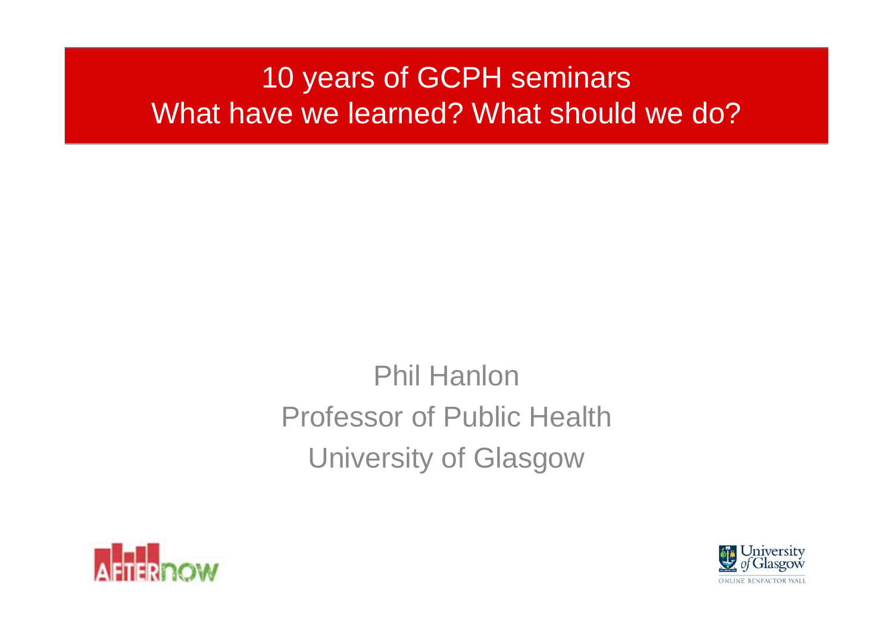# 10 years of GCPH seminars
# What have we learned? What should we do?

Phil Hanlon

Professor of Public Health

University of Glasgow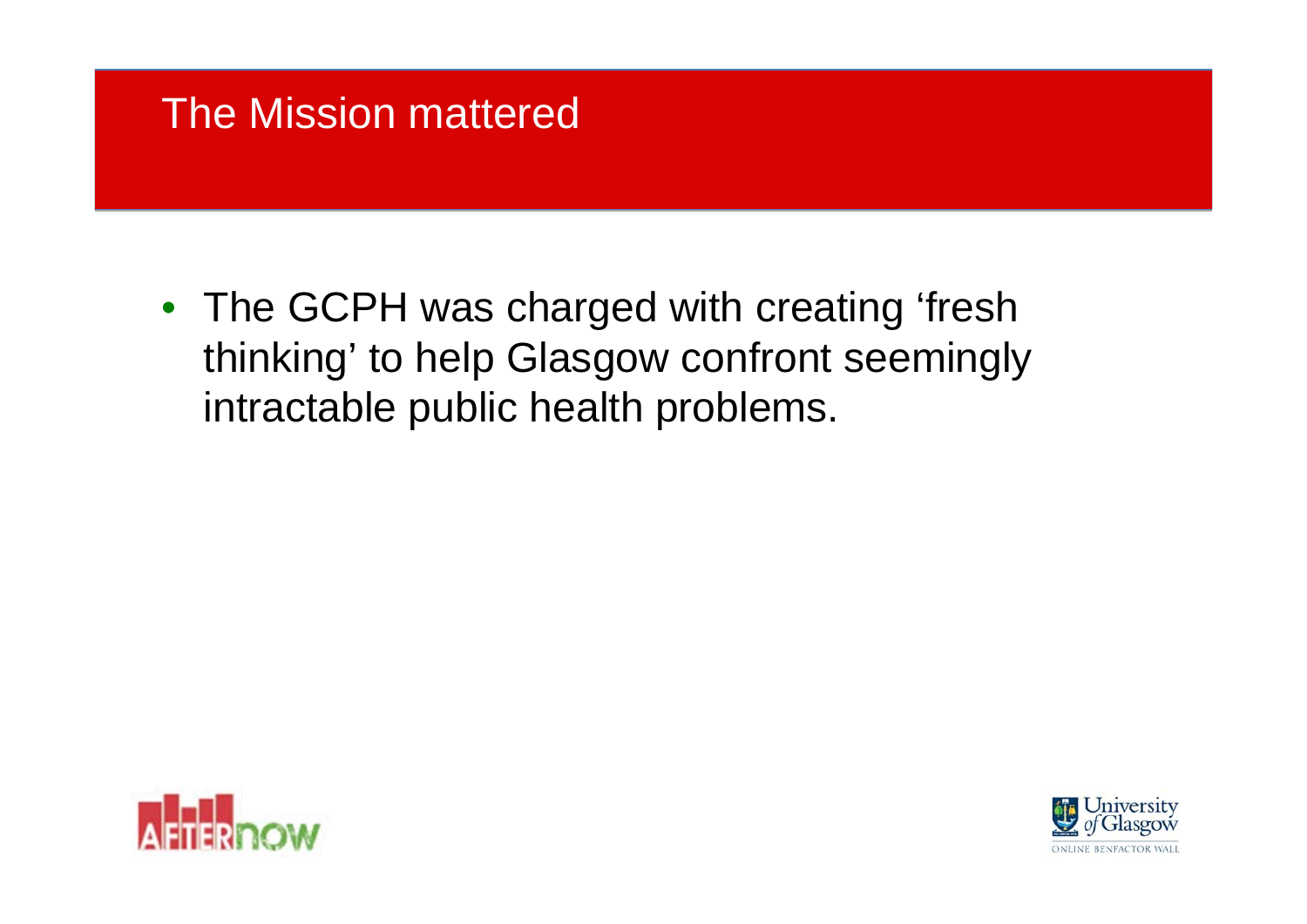# The Mission mattered

- The GCPH was charged with creating 'fresh thinking' to help Glasgow confront seemingly intractable public health problems.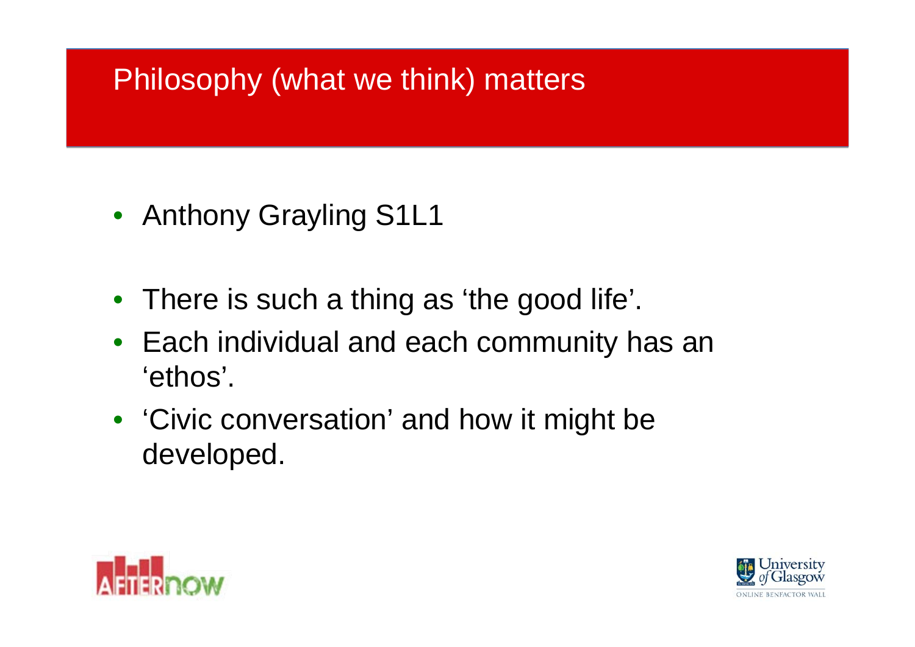# Philosophy (what we think) matters

- Anthony Grayling S1L1
- There is such a thing as 'the good life'.
- Each individual and each community has an 'ethos'.
- 'Civic conversation' and how it might be developed.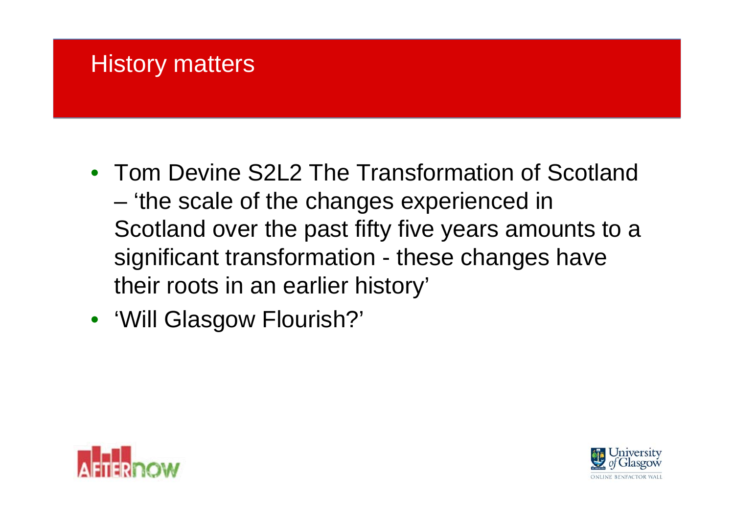## History matters

- Tom Devine S2L2 The Transformation of Scotland
  - 'the scale of the changes experienced in Scotland over the past fifty five years amounts to a significant transformation - these changes have their roots in an earlier history'
- 'Will Glasgow Flourish?'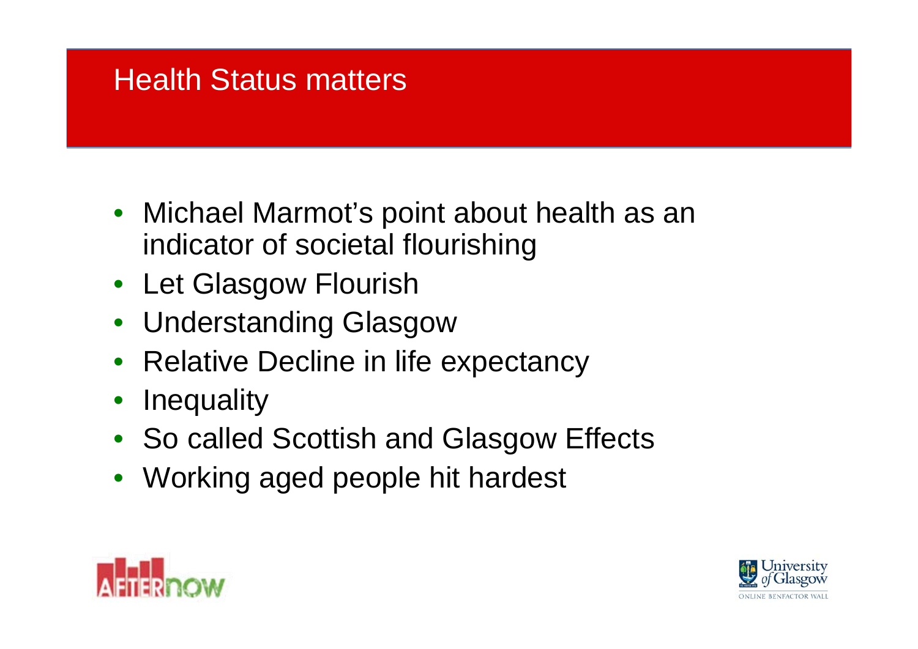# Health Status matters

- Michael Marmot's point about health as an indicator of societal flourishing
- Let Glasgow Flourish
- Understanding Glasgow
- Relative Decline in life expectancy
- Inequality
- So called Scottish and Glasgow Effects
- Working aged people hit hardest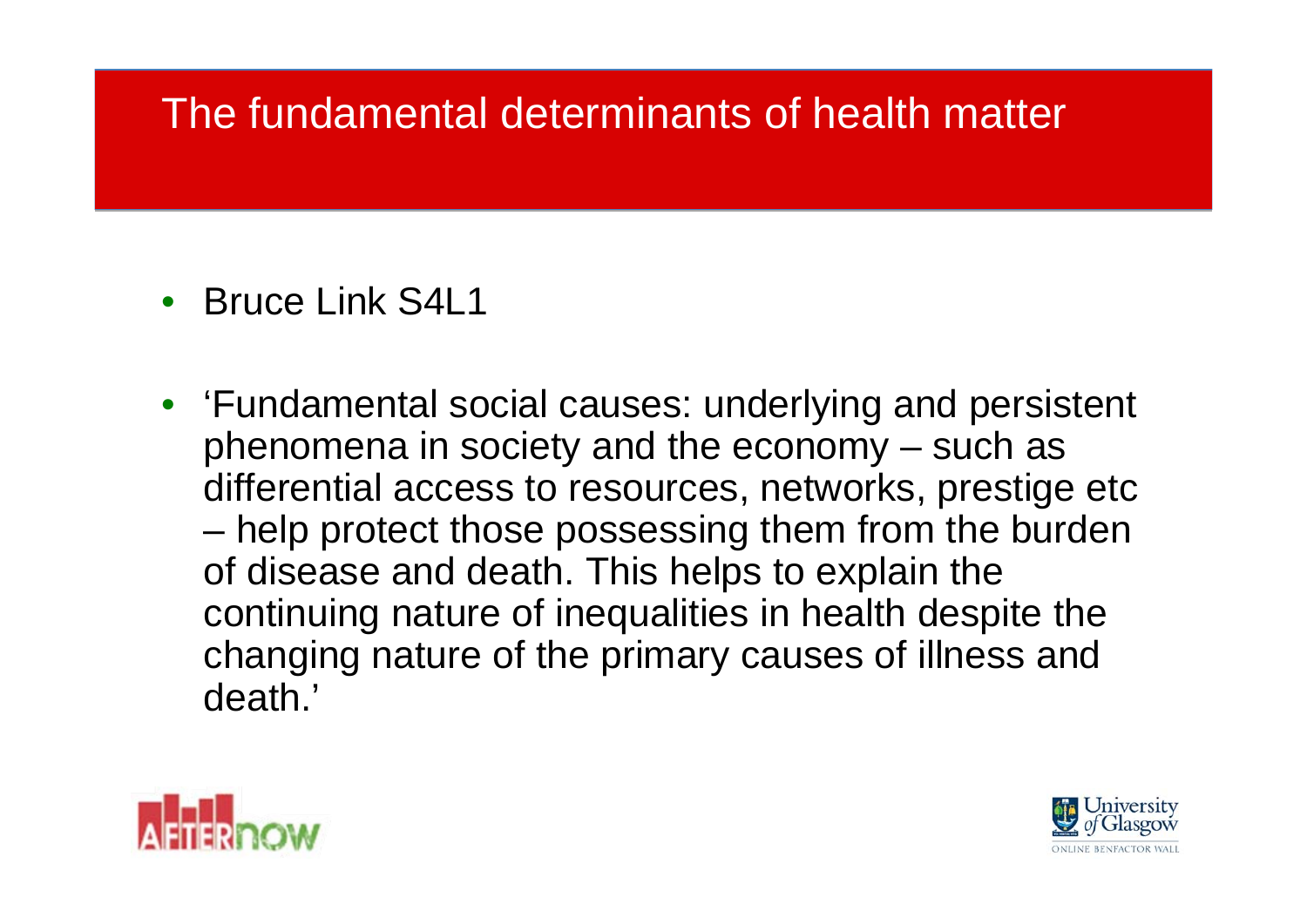# The fundamental determinants of health matter

- Bruce Link S4L1
- 'Fundamental social causes: underlying and persistent phenomena in society and the economy – such as differential access to resources, networks, prestige etc – help protect those possessing them from the burden of disease and death. This helps to explain the continuing nature of inequalities in health despite the changing nature of the primary causes of illness and death.'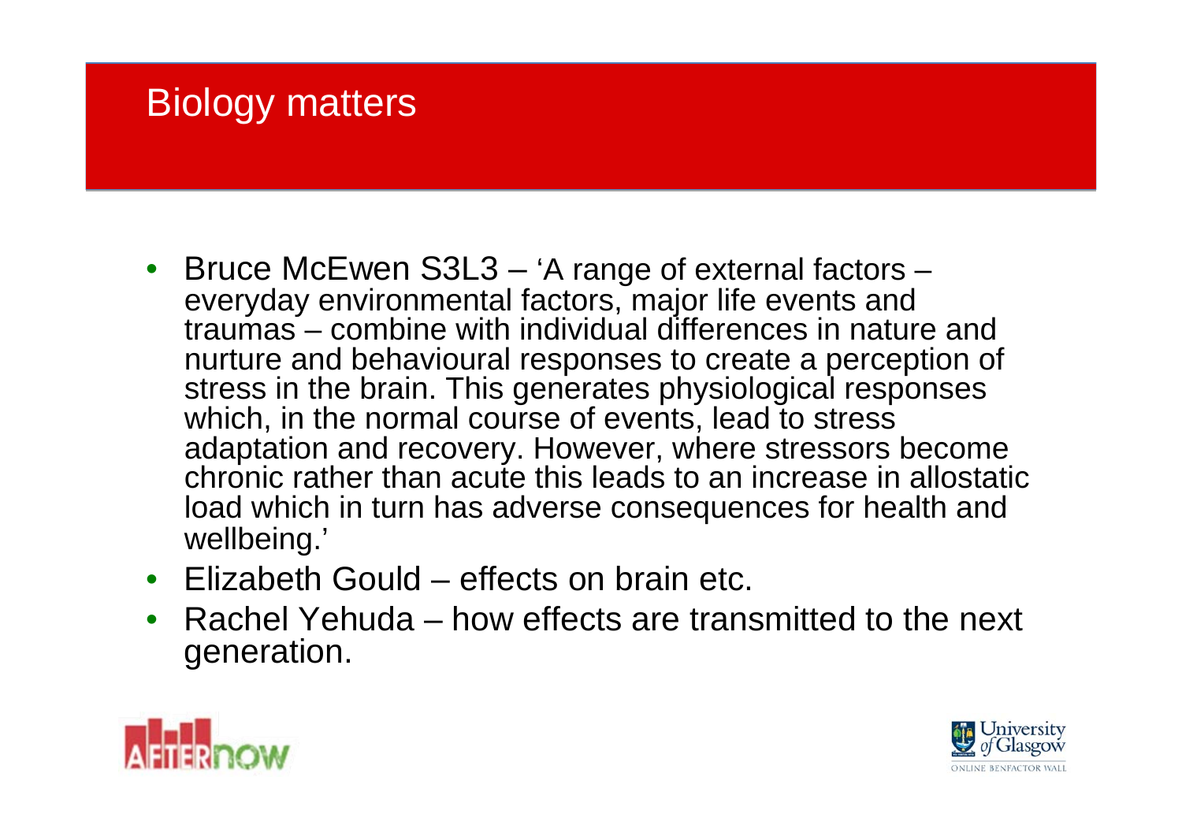# Biology matters

- Bruce McEwen S3L3 – 'A range of external factors – everyday environmental factors, major life events and traumas – combine with individual differences in nature and nurture and behavioural responses to create a perception of stress in the brain. This generates physiological responses which, in the normal course of events, lead to stress adaptation and recovery. However, where stressors become chronic rather than acute this leads to an increase in allostatic load which in turn has adverse consequences for health and wellbeing.'
- Elizabeth Gould – effects on brain etc.
- Rachel Yehuda – how effects are transmitted to the next generation.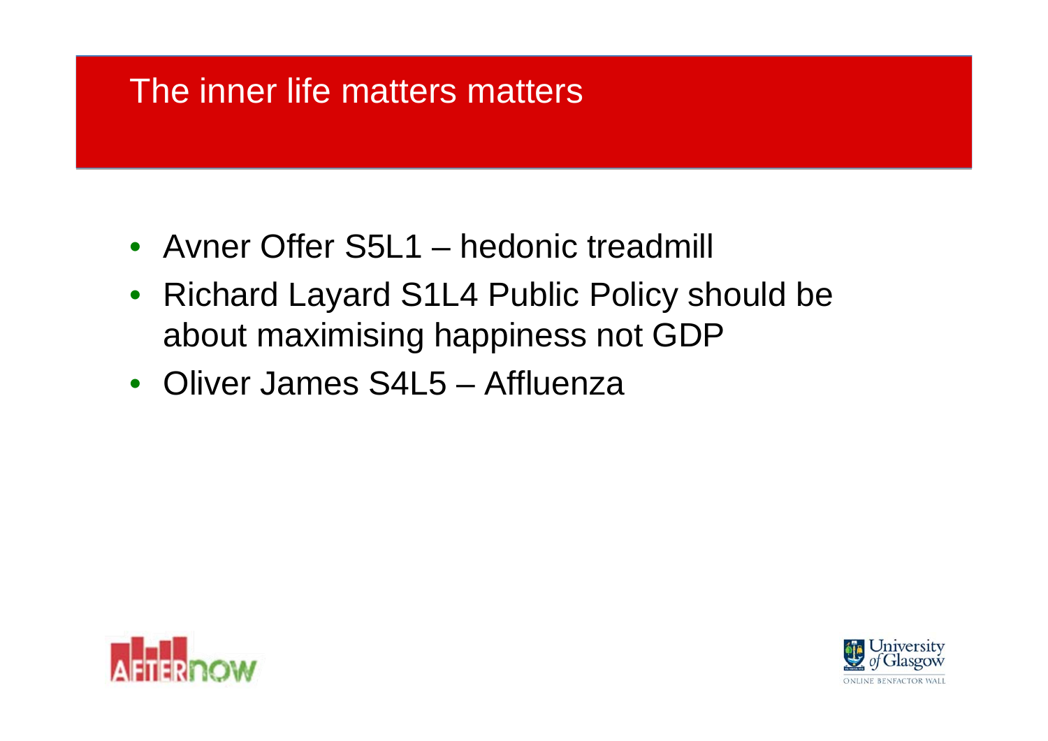# The inner life matters matters

- Avner Offer S5L1 – hedonic treadmill
- Richard Layard S1L4 Public Policy should be about maximising happiness not GDP
- Oliver James S4L5 – Affluenza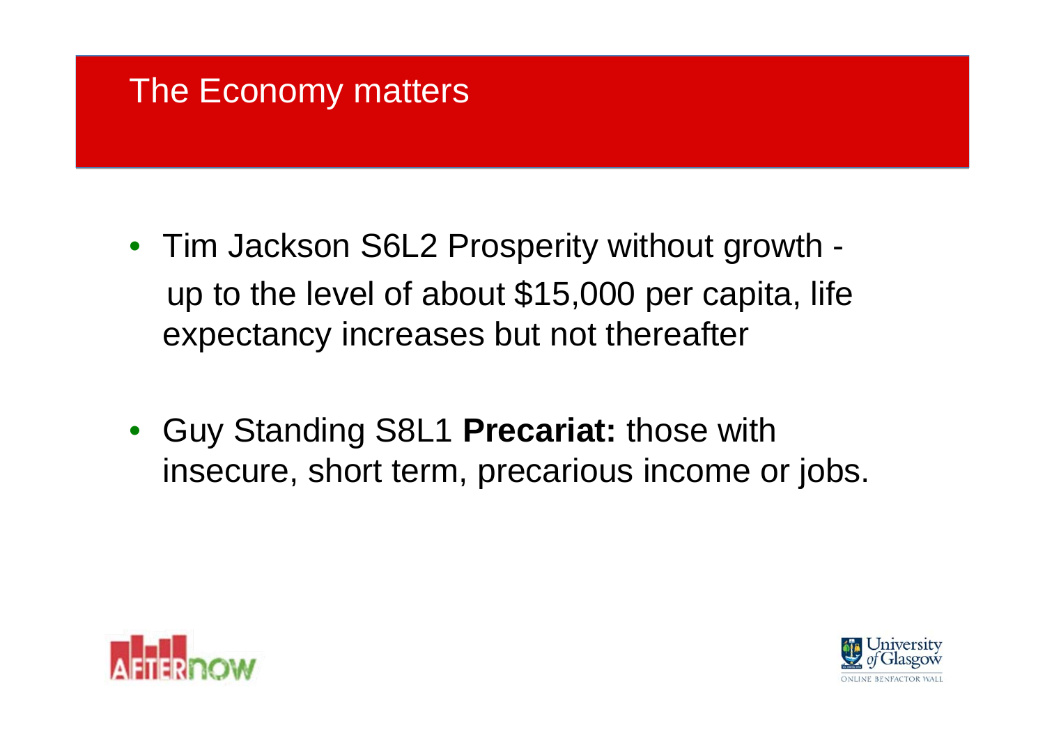# The Economy matters

- Tim Jackson S6L2 Prosperity without growth - up to the level of about $15,000 per capita, life expectancy increases but not thereafter

- Guy Standing S8L1 **Precariat:** those with insecure, short term, precarious income or jobs.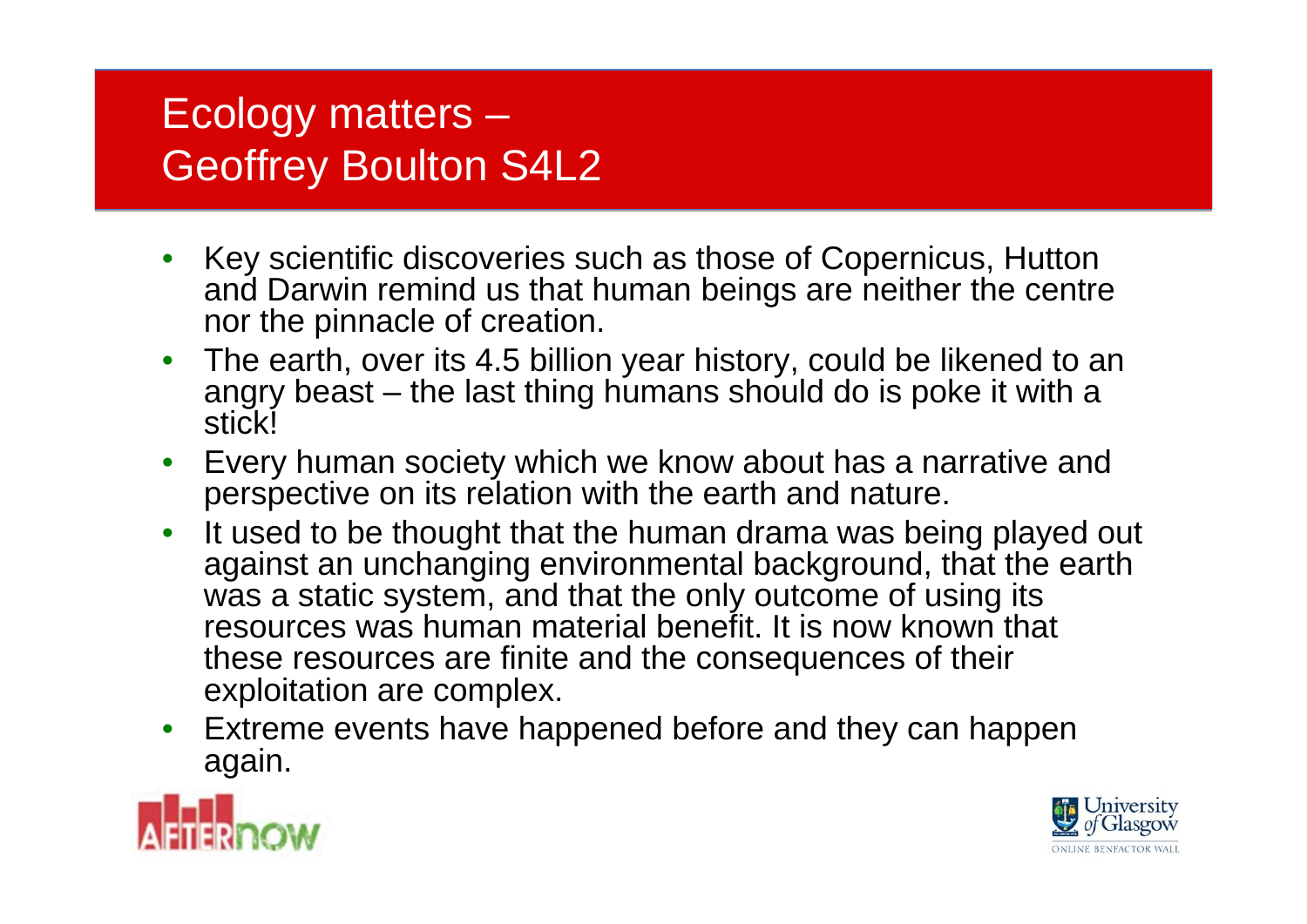# Ecology matters – Geoffrey Boulton S4L2

- Key scientific discoveries such as those of Copernicus, Hutton and Darwin remind us that human beings are neither the centre nor the pinnacle of creation.
- The earth, over its 4.5 billion year history, could be likened to an angry beast – the last thing humans should do is poke it with a stick!
- Every human society which we know about has a narrative and perspective on its relation with the earth and nature.
- It used to be thought that the human drama was being played out against an unchanging environmental background, that the earth was a static system, and that the only outcome of using its resources was human material benefit. It is now known that these resources are finite and the consequences of their exploitation are complex.
- Extreme events have happened before and they can happen again.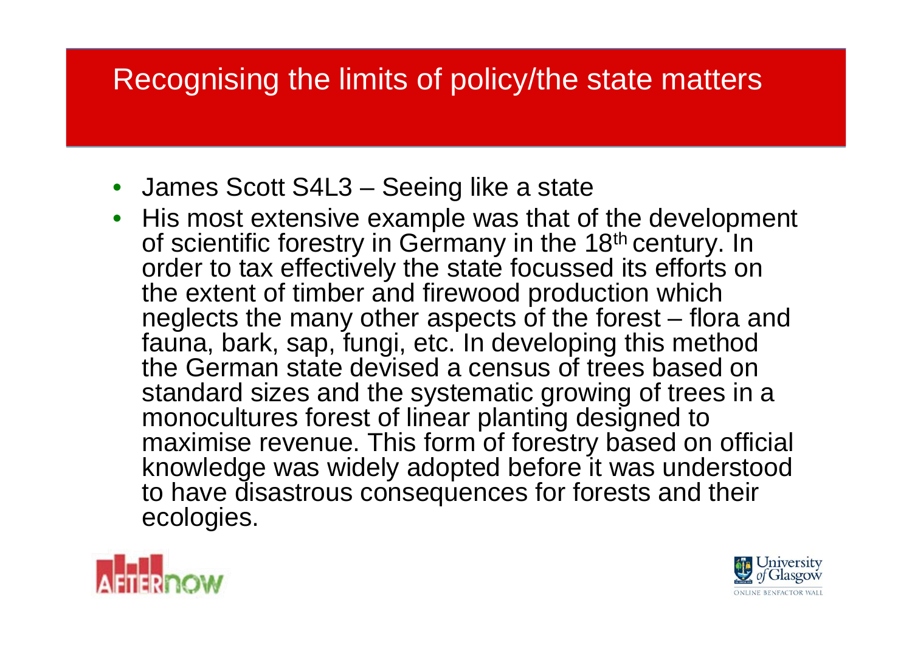# Recognising the limits of policy/the state matters

- James Scott S4L3 – Seeing like a state
- His most extensive example was that of the development of scientific forestry in Germany in the 18th century. In order to tax effectively the state focussed its efforts on the extent of timber and firewood production which neglects the many other aspects of the forest – flora and fauna, bark, sap, fungi, etc. In developing this method the German state devised a census of trees based on standard sizes and the systematic growing of trees in a monocultures forest of linear planting designed to maximise revenue. This form of forestry based on official knowledge was widely adopted before it was understood to have disastrous consequences for forests and their ecologies.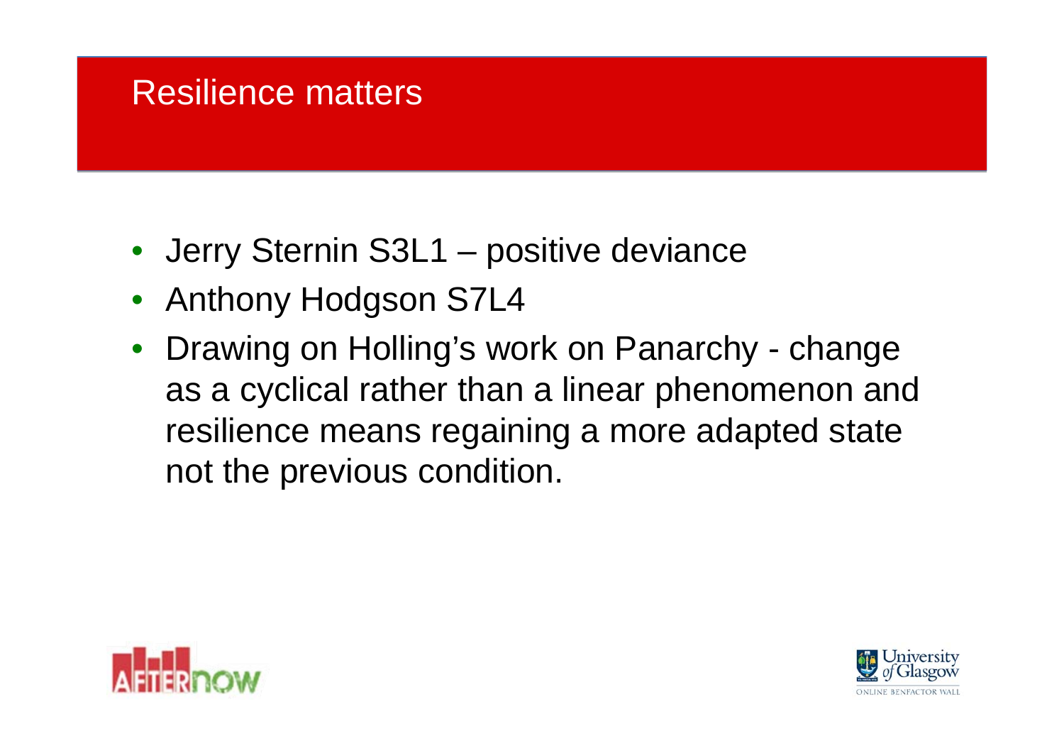# Resilience matters

- Jerry Sternin S3L1 – positive deviance
- Anthony Hodgson S7L4
- Drawing on Holling's work on Panarchy - change as a cyclical rather than a linear phenomenon and resilience means regaining a more adapted state not the previous condition.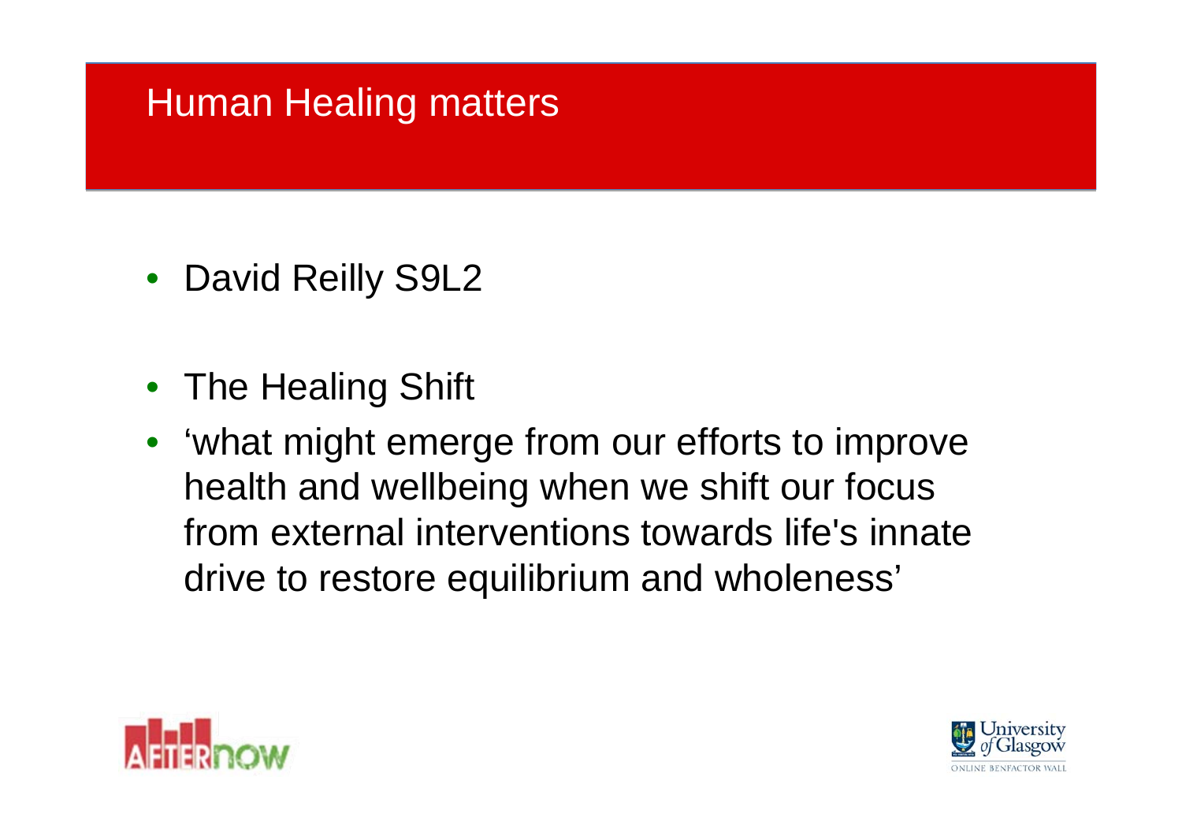# Human Healing matters

- David Reilly S9L2

- The Healing Shift
- 'what might emerge from our efforts to improve health and wellbeing when we shift our focus from external interventions towards life's innate drive to restore equilibrium and wholeness'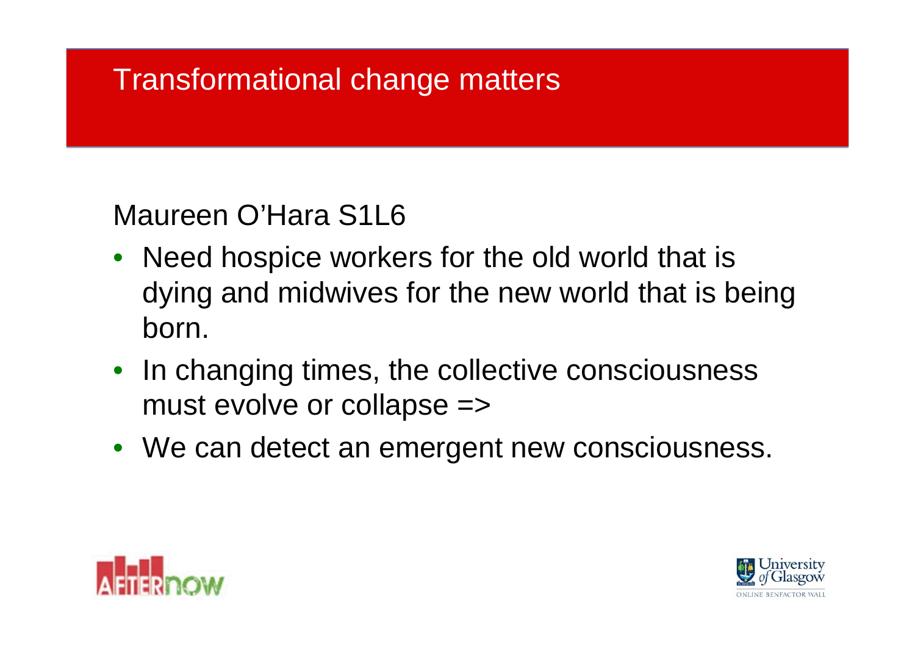# Transformational change matters

Maureen O'Hara S1L6

- Need hospice workers for the old world that is dying and midwives for the new world that is being born.
- In changing times, the collective consciousness must evolve or collapse =>
- We can detect an emergent new consciousness.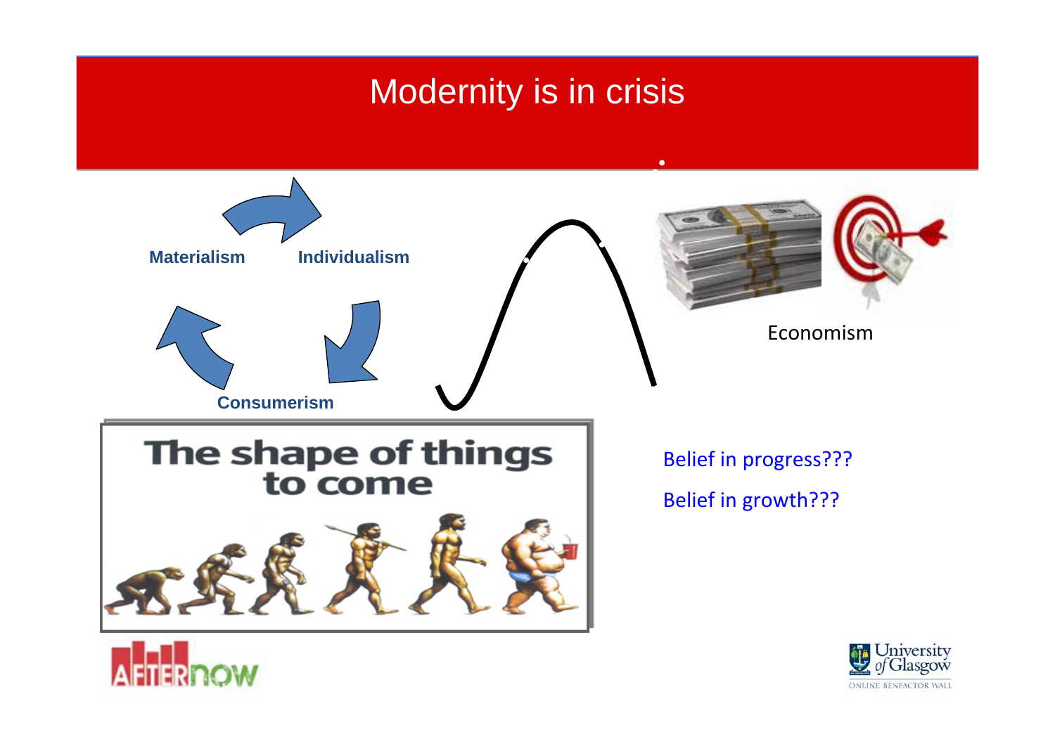# Modernity is in crisis

Materialism

Individualism

Consumerism

The shape of things to come

Economism

Belief in progress???

Belief in growth???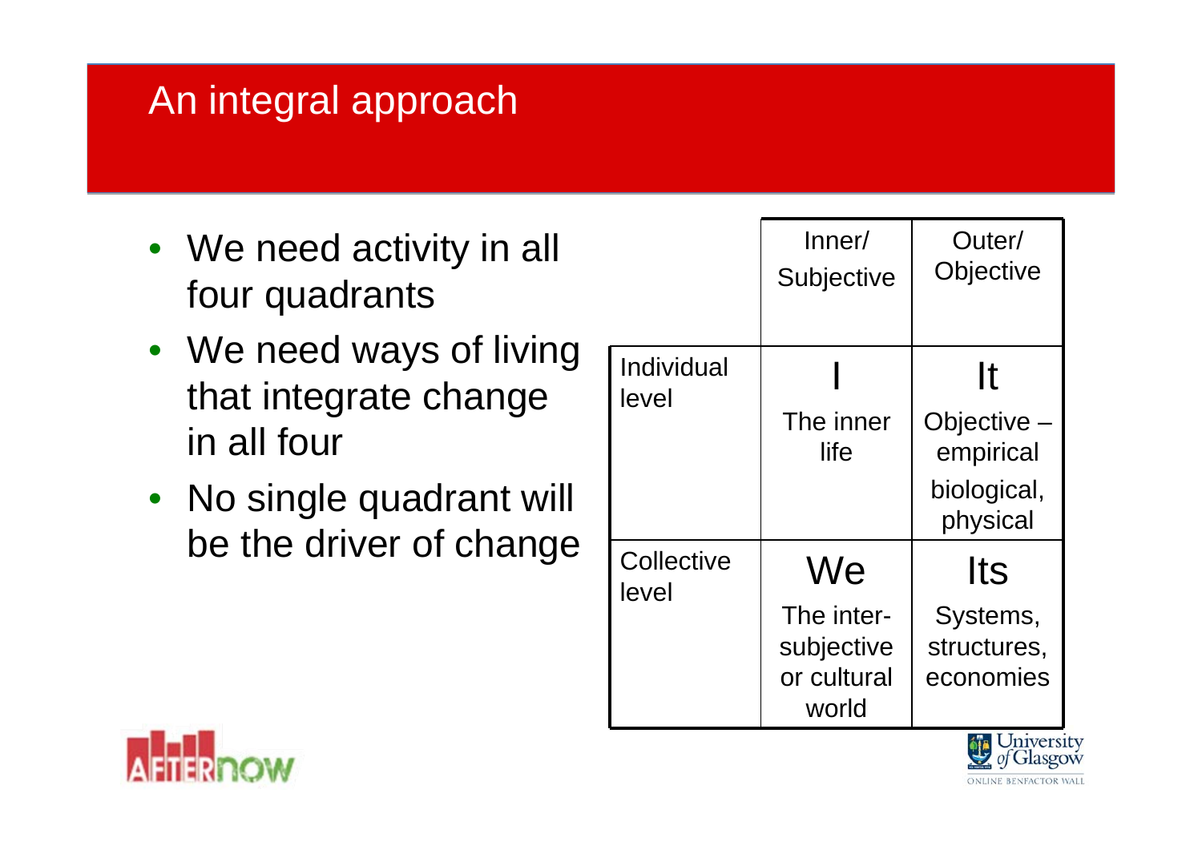# An integral approach

- We need activity in all four quadrants
- We need ways of living that integrate change in all four
- No single quadrant will be the driver of change

| | Inner/ Subjective | Outer/ Objective |
|---|---|---|
| Individual level | I<br>The inner life | It<br>Objective – empirical<br>biological, physical |
| Collective level | We<br>The inter-subjective or cultural world | Its<br>Systems, structures, economies |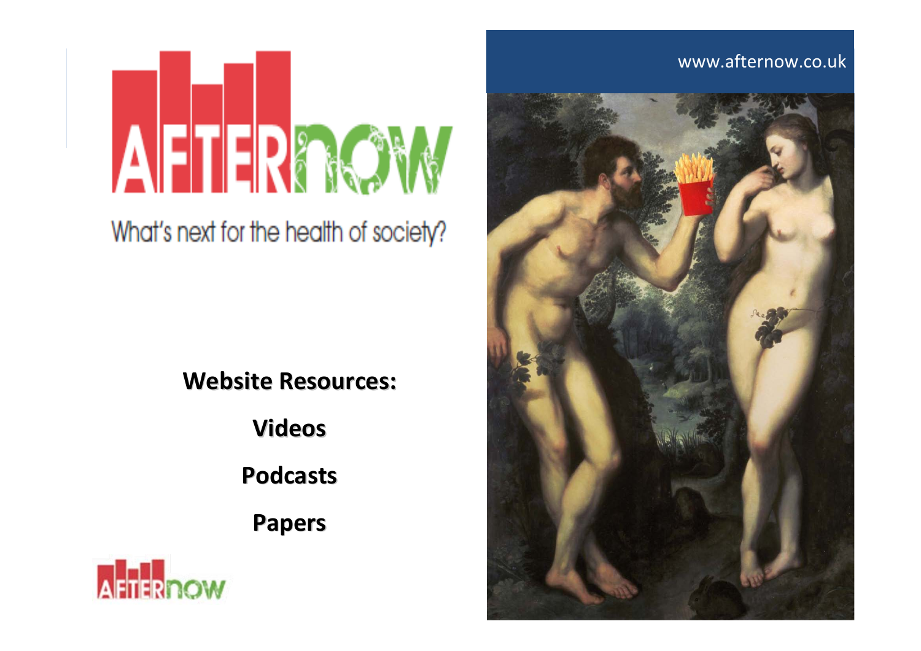# AFTERNOW

What's next for the health of society?

www.afternow.co.uk

**Website Resources:**

**Videos**

**Podcasts**

**Papers**